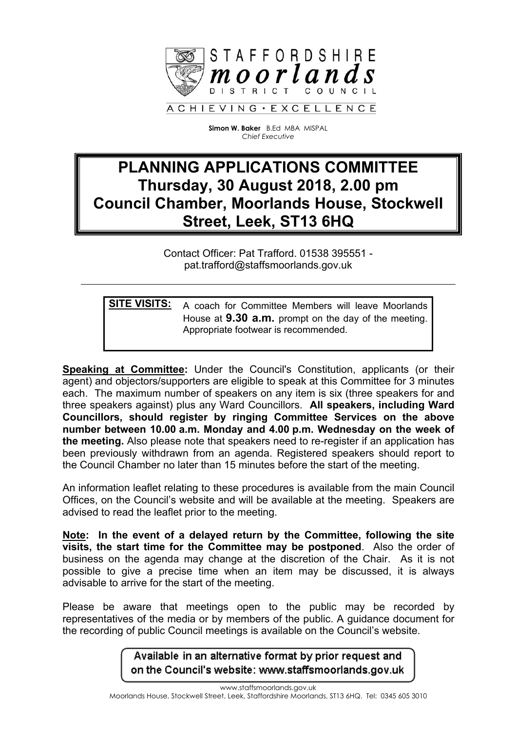STAFFORDSHIRE
*moorlands*
DISTRICT COUNCIL

ACHIEVING • EXCELLENCE

**Simon W. Baker** B.Ed MBA MISPAL
*Chief Executive*

# PLANNING APPLICATIONS COMMITTEE
# Thursday, 30 August 2018, 2.00 pm
# Council Chamber, Moorlands House, Stockwell Street, Leek, ST13 6HQ

Contact Officer: Pat Trafford. 01538 395551 - pat.trafford@staffsmoorlands.gov.uk

---

**SITE VISITS:** A coach for Committee Members will leave Moorlands House at **9.30 a.m.** prompt on the day of the meeting. Appropriate footwear is recommended.

**Speaking at Committee:** Under the Council's Constitution, applicants (or their agent) and objectors/supporters are eligible to speak at this Committee for 3 minutes each. The maximum number of speakers on any item is six (three speakers for and three speakers against) plus any Ward Councillors. **All speakers, including Ward Councillors, should register by ringing Committee Services on the above number between 10.00 a.m. Monday and 4.00 p.m. Wednesday on the week of the meeting.** Also please note that speakers need to re-register if an application has been previously withdrawn from an agenda. Registered speakers should report to the Council Chamber no later than 15 minutes before the start of the meeting.

An information leaflet relating to these procedures is available from the main Council Offices, on the Council's website and will be available at the meeting. Speakers are advised to read the leaflet prior to the meeting.

**Note: In the event of a delayed return by the Committee, following the site visits, the start time for the Committee may be postponed**. Also the order of business on the agenda may change at the discretion of the Chair. As it is not possible to give a precise time when an item may be discussed, it is always advisable to arrive for the start of the meeting.

Please be aware that meetings open to the public may be recorded by representatives of the media or by members of the public. A guidance document for the recording of public Council meetings is available on the Council's website.

Available in an alternative format by prior request and on the Council's website: www.staffsmoorlands.gov.uk

www.staffsmoorlands.gov.uk
Moorlands House, Stockwell Street, Leek, Staffordshire Moorlands, ST13 6HQ. Tel: 0345 605 3010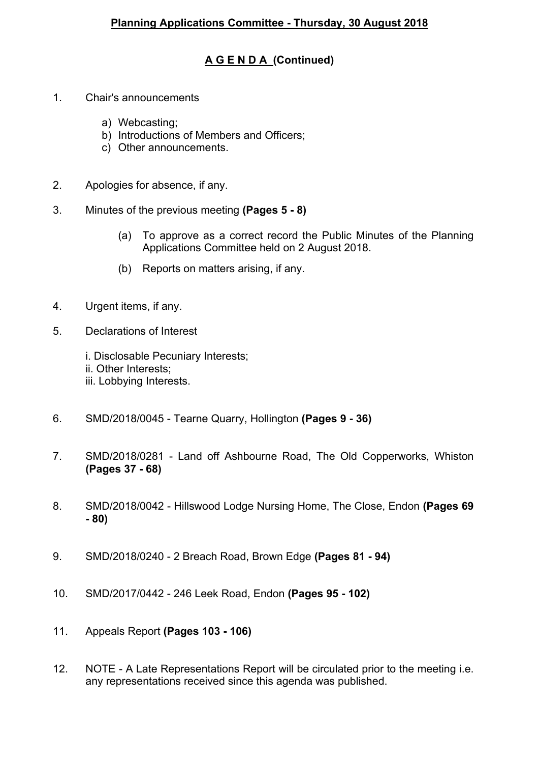**Planning Applications Committee - Thursday, 30 August 2018**

**A G E N D A (Continued)**

1. Chair's announcements

   a) Webcasting;
   b) Introductions of Members and Officers;
   c) Other announcements.

2. Apologies for absence, if any.

3. Minutes of the previous meeting **(Pages 5 - 8)**

   (a) To approve as a correct record the Public Minutes of the Planning Applications Committee held on 2 August 2018.

   (b) Reports on matters arising, if any.

4. Urgent items, if any.

5. Declarations of Interest

   i. Disclosable Pecuniary Interests;
   ii. Other Interests;
   iii. Lobbying Interests.

6. SMD/2018/0045 - Tearne Quarry, Hollington **(Pages 9 - 36)**

7. SMD/2018/0281 - Land off Ashbourne Road, The Old Copperworks, Whiston **(Pages 37 - 68)**

8. SMD/2018/0042 - Hillswood Lodge Nursing Home, The Close, Endon **(Pages 69 - 80)**

9. SMD/2018/0240 - 2 Breach Road, Brown Edge **(Pages 81 - 94)**

10. SMD/2017/0442 - 246 Leek Road, Endon **(Pages 95 - 102)**

11. Appeals Report **(Pages 103 - 106)**

12. NOTE - A Late Representations Report will be circulated prior to the meeting i.e. any representations received since this agenda was published.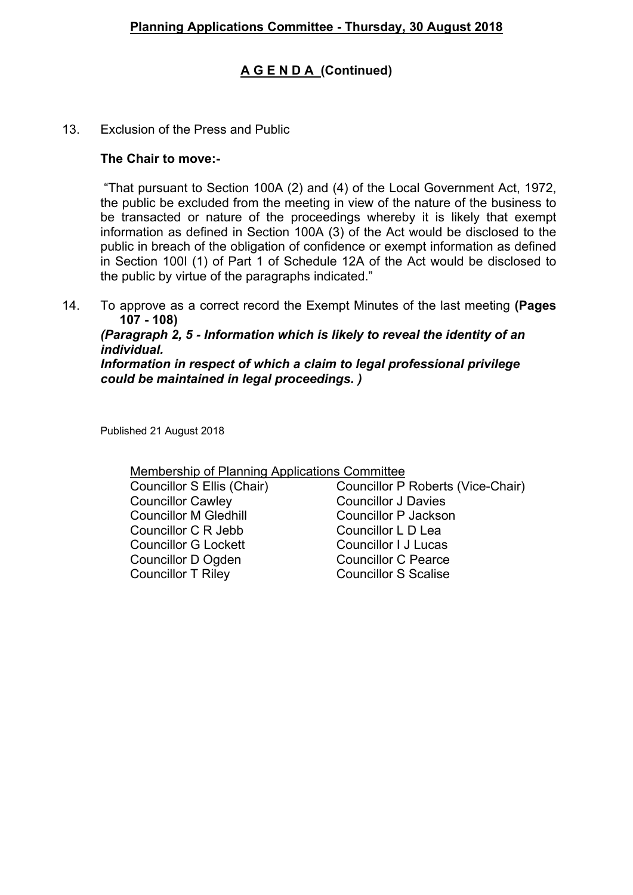**Planning Applications Committee - Thursday, 30 August 2018**

**A G E N D A (Continued)**

13. Exclusion of the Press and Public

    **The Chair to move:-**

    "That pursuant to Section 100A (2) and (4) of the Local Government Act, 1972, the public be excluded from the meeting in view of the nature of the business to be transacted or nature of the proceedings whereby it is likely that exempt information as defined in Section 100A (3) of the Act would be disclosed to the public in breach of the obligation of confidence or exempt information as defined in Section 100I (1) of Part 1 of Schedule 12A of the Act would be disclosed to the public by virtue of the paragraphs indicated."

14. To approve as a correct record the Exempt Minutes of the last meeting **(Pages 107 - 108)**
    ***(Paragraph 2, 5 - Information which is likely to reveal the identity of an individual.***
    ***Information in respect of which a claim to legal professional privilege could be maintained in legal proceedings. )***

Published 21 August 2018

Membership of Planning Applications Committee

| | |
|---|---|
| Councillor S Ellis (Chair) | Councillor P Roberts (Vice-Chair) |
| Councillor Cawley | Councillor J Davies |
| Councillor M Gledhill | Councillor P Jackson |
| Councillor C R Jebb | Councillor L D Lea |
| Councillor G Lockett | Councillor I J Lucas |
| Councillor D Ogden | Councillor C Pearce |
| Councillor T Riley | Councillor S Scalise |